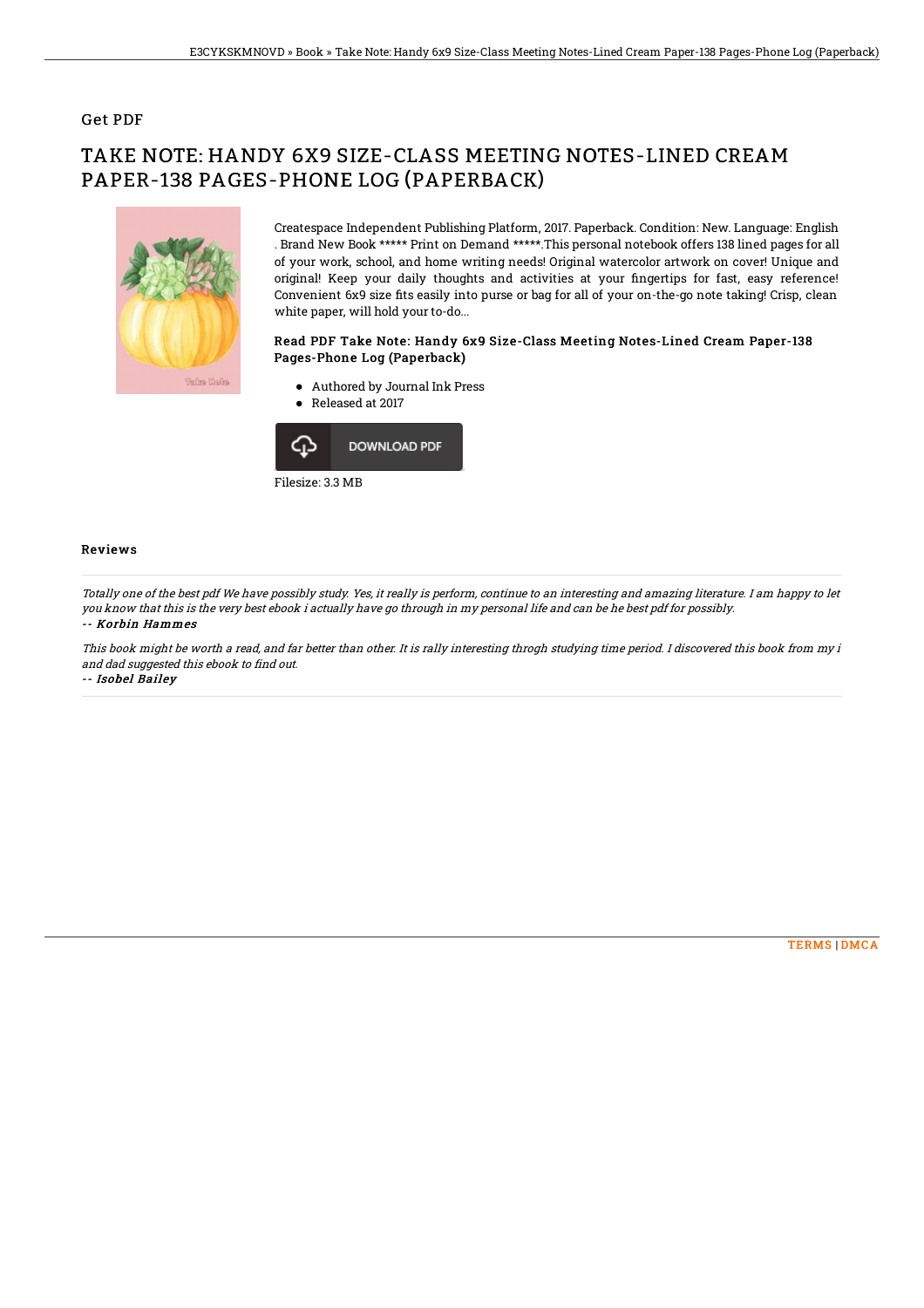Get PDF

# TAKE NOTE: HANDY 6X9 SIZE-CLASS MEETING NOTES-LINED CREAM PAPER-138 PAGES-PHONE LOG (PAPERBACK)

Createspace Independent Publishing Platform, 2017. Paperback. Condition: New. Language: English . Brand New Book ***** Print on Demand *****.This personal notebook offers 138 lined pages for all of your work, school, and home writing needs! Original watercolor artwork on cover! Unique and original! Keep your daily thoughts and activities at your fingertips for fast, easy reference! Convenient 6x9 size fits easily into purse or bag for all of your on-the-go note taking! Crisp, clean white paper, will hold your to-do...

### Read PDF Take Note: Handy 6x9 Size-Class Meeting Notes-Lined Cream Paper-138 Pages-Phone Log (Paperback)

- Authored by Journal Ink Press
- Released at 2017

DOWNLOAD PDF

Filesize: 3.3 MB

## Reviews

*Totally one of the best pdf We have possibly study. Yes, it really is perform, continue to an interesting and amazing literature. I am happy to let you know that this is the very best ebook i actually have go through in my personal life and can be he best pdf for possibly.*

*-- Korbin Hammes*

*This book might be worth a read, and far better than other. It is rally interesting throgh studying time period. I discovered this book from my i and dad suggested this ebook to find out.*

*-- Isobel Bailey*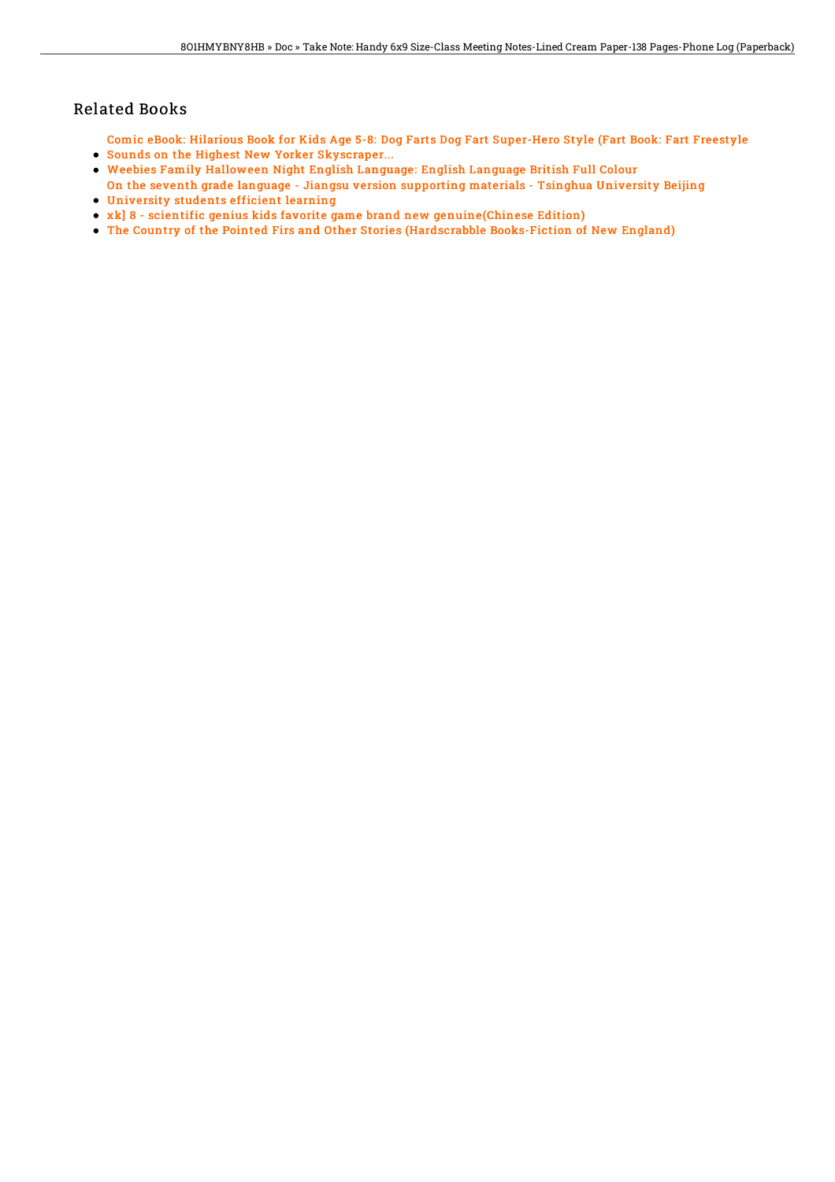## Related Books

- Comic eBook: Hilarious Book for Kids Age 5-8: Dog Farts Dog Fart Super-Hero Style (Fart Book: Fart Freestyle Sounds on the Highest New Yorker Skyscraper...
- Weebies Family Halloween Night English Language: English Language British Full Colour
- On the seventh grade language - Jiangsu version supporting materials - Tsinghua University Beijing University students efficient learning
- xk] 8 - scientific genius kids favorite game brand new genuine(Chinese Edition)
- The Country of the Pointed Firs and Other Stories (Hardscrabble Books-Fiction of New England)